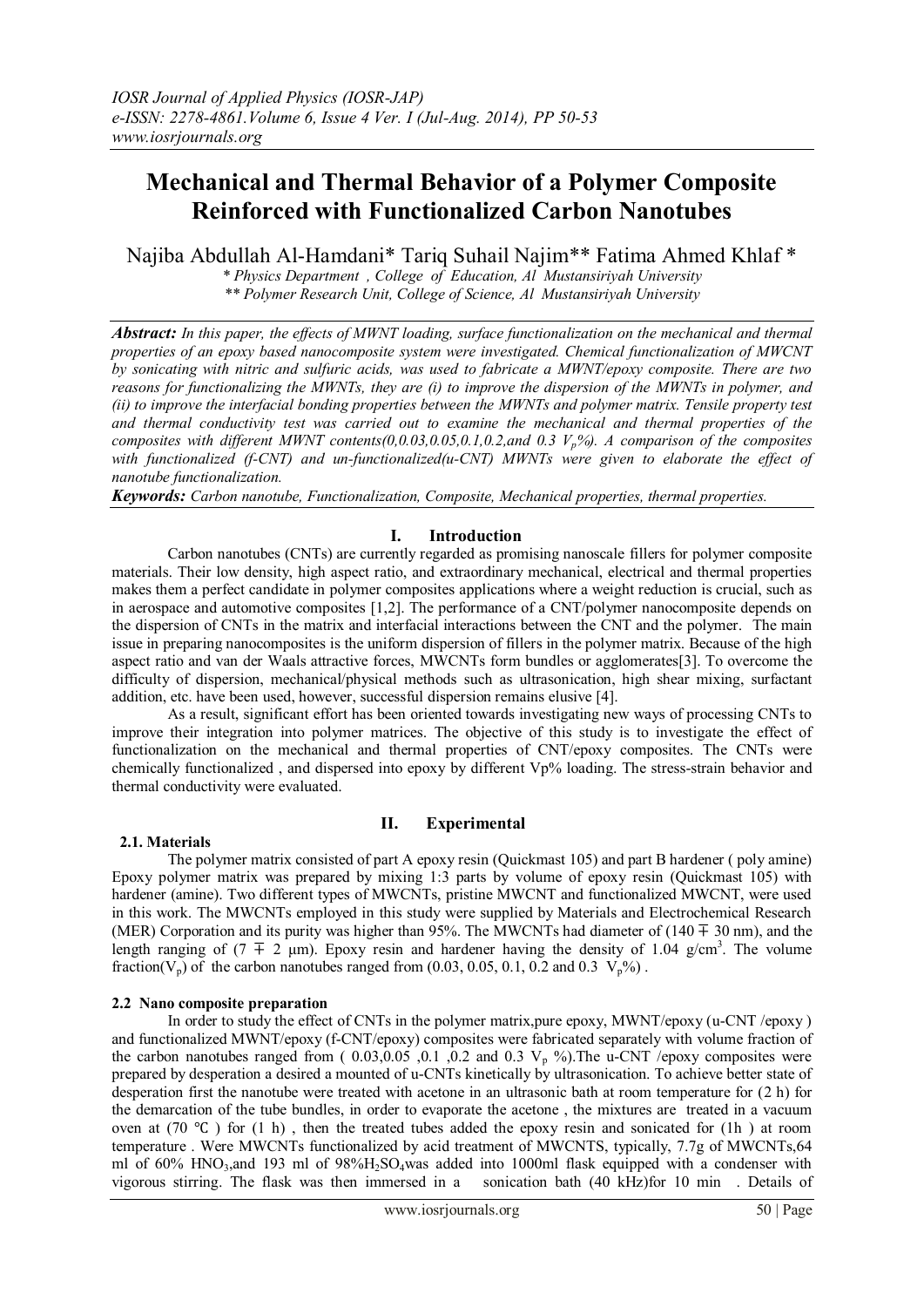# Mechanical and Thermal Behavior of a Polymer Composite Reinforced with Functionalized Carbon Nanotubes

Najiba Abdullah Al-Hamdani* Tariq Suhail Najim** Fatima Ahmed Khlaf *

*\* Physics Department , College of Education, Al Mustansiriyah University*
*\*\* Polymer Research Unit, College of Science, Al Mustansiriyah University*

***Abstract:*** *In this paper, the effects of MWNT loading, surface functionalization on the mechanical and thermal properties of an epoxy based nanocomposite system were investigated. Chemical functionalization of MWCNT by sonicating with nitric and sulfuric acids, was used to fabricate a MWNT/epoxy composite. There are two reasons for functionalizing the MWNTs, they are (i) to improve the dispersion of the MWNTs in polymer, and (ii) to improve the interfacial bonding properties between the MWNTs and polymer matrix. Tensile property test and thermal conductivity test was carried out to examine the mechanical and thermal properties of the composites with different MWNT contents(0,0.03,0.05,0.1,0.2,and 0.3 $V_p$%). A comparison of the composites with functionalized (f-CNT) and un-functionalized(u-CNT) MWNTs were given to elaborate the effect of nanotube functionalization.*

***Keywords:*** *Carbon nanotube, Functionalization, Composite, Mechanical properties, thermal properties.*

## I. Introduction

Carbon nanotubes (CNTs) are currently regarded as promising nanoscale fillers for polymer composite materials. Their low density, high aspect ratio, and extraordinary mechanical, electrical and thermal properties makes them a perfect candidate in polymer composites applications where a weight reduction is crucial, such as in aerospace and automotive composites [1,2]. The performance of a CNT/polymer nanocomposite depends on the dispersion of CNTs in the matrix and interfacial interactions between the CNT and the polymer. The main issue in preparing nanocomposites is the uniform dispersion of fillers in the polymer matrix. Because of the high aspect ratio and van der Waals attractive forces, MWCNTs form bundles or agglomerates[3]. To overcome the difficulty of dispersion, mechanical/physical methods such as ultrasonication, high shear mixing, surfactant addition, etc. have been used, however, successful dispersion remains elusive [4].

As a result, significant effort has been oriented towards investigating new ways of processing CNTs to improve their integration into polymer matrices. The objective of this study is to investigate the effect of functionalization on the mechanical and thermal properties of CNT/epoxy composites. The CNTs were chemically functionalized , and dispersed into epoxy by different Vp% loading. The stress-strain behavior and thermal conductivity were evaluated.

## II. Experimental

### 2.1. Materials

The polymer matrix consisted of part A epoxy resin (Quickmast 105) and part B hardener ( poly amine) Epoxy polymer matrix was prepared by mixing 1:3 parts by volume of epoxy resin (Quickmast 105) with hardener (amine). Two different types of MWCNTs, pristine MWCNT and functionalized MWCNT, were used in this work. The MWCNTs employed in this study were supplied by Materials and Electrochemical Research (MER) Corporation and its purity was higher than 95%. The MWCNTs had diameter of (140 ∓ 30 nm), and the length ranging of (7 ∓ 2 µm). Epoxy resin and hardener having the density of 1.04 g/cm$^3$. The volume fraction($V_p$) of the carbon nanotubes ranged from (0.03, 0.05, 0.1, 0.2 and 0.3 $V_p$%) .

### 2.2 Nano composite preparation

In order to study the effect of CNTs in the polymer matrix,pure epoxy, MWNT/epoxy (u-CNT /epoxy ) and functionalized MWNT/epoxy (f-CNT/epoxy) composites were fabricated separately with volume fraction of the carbon nanotubes ranged from ( 0.03,0.05 ,0.1 ,0.2 and 0.3 $V_p$ %).The u-CNT /epoxy composites were prepared by desperation a desired a mounted of u-CNTs kinetically by ultrasonication. To achieve better state of desperation first the nanotube were treated with acetone in an ultrasonic bath at room temperature for (2 h) for the demarcation of the tube bundles, in order to evaporate the acetone , the mixtures are treated in a vacuum oven at (70 ℃ ) for (1 h) , then the treated tubes added the epoxy resin and sonicated for (1h ) at room temperature . Were MWCNTs functionalized by acid treatment of MWCNTS, typically, 7.7g of MWCNTs,64 ml of 60% $HNO_3$,and 193 ml of 98%$H_2SO_4$was added into 1000ml flask equipped with a condenser with vigorous stirring. The flask was then immersed in a sonication bath (40 kHz)for 10 min . Details of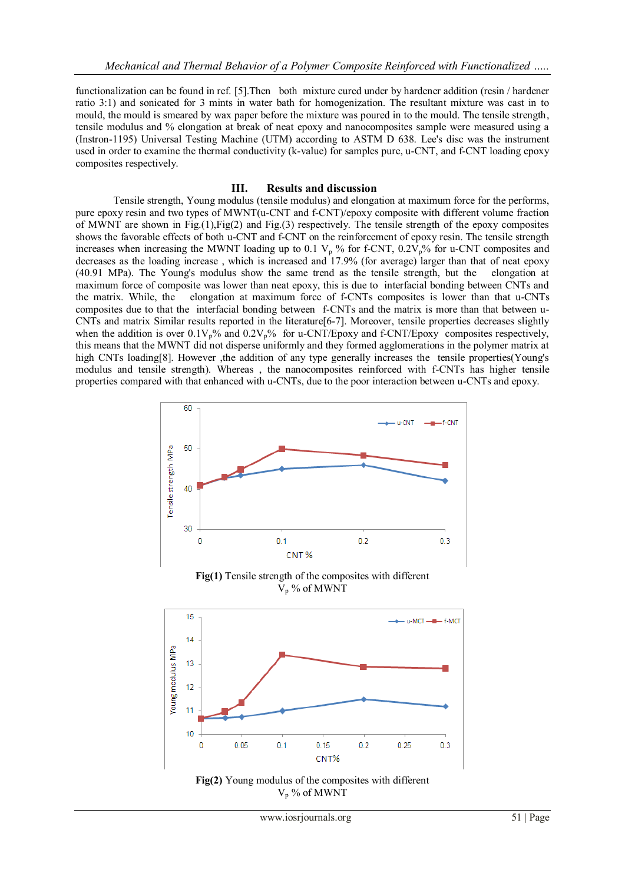functionalization can be found in ref. [5].Then both mixture cured under by hardener addition (resin / hardener ratio 3:1) and sonicated for 3 mints in water bath for homogenization. The resultant mixture was cast in to mould, the mould is smeared by wax paper before the mixture was poured in to the mould. The tensile strength, tensile modulus and % elongation at break of neat epoxy and nanocomposites sample were measured using a (Instron-1195) Universal Testing Machine (UTM) according to ASTM D 638. Lee's disc was the instrument used in order to examine the thermal conductivity (k-value) for samples pure, u-CNT, and f-CNT loading epoxy composites respectively.

## III. Results and discussion

Tensile strength, Young modulus (tensile modulus) and elongation at maximum force for the performs, pure epoxy resin and two types of MWNT(u-CNT and f-CNT)/epoxy composite with different volume fraction of MWNT are shown in Fig.(1),Fig(2) and Fig.(3) respectively. The tensile strength of the epoxy composites shows the favorable effects of both u-CNT and f-CNT on the reinforcement of epoxy resin. The tensile strength increases when increasing the MWNT loading up to 0.1 $V_p$ % for f-CNT, 0.2$V_p$% for u-CNT composites and decreases as the loading increase , which is increased and 17.9% (for average) larger than that of neat epoxy (40.91 MPa). The Young's modulus show the same trend as the tensile strength, but the elongation at maximum force of composite was lower than neat epoxy, this is due to interfacial bonding between CNTs and the matrix. While, the elongation at maximum force of f-CNTs composites is lower than that u-CNTs composites due to that the interfacial bonding between f-CNTs and the matrix is more than that between u-CNTs and matrix Similar results reported in the literature[6-7]. Moreover, tensile properties decreases slightly when the addition is over 0.1$V_p$% and 0.2$V_p$% for u-CNT/Epoxy and f-CNT/Epoxy composites respectively, this means that the MWNT did not disperse uniformly and they formed agglomerations in the polymer matrix at high CNTs loading[8]. However ,the addition of any type generally increases the tensile properties(Young's modulus and tensile strength). Whereas , the nanocomposites reinforced with f-CNTs has higher tensile properties compared with that enhanced with u-CNTs, due to the poor interaction between u-CNTs and epoxy.

**Fig(1)** Tensile strength of the composites with different $V_p$ % of MWNT

**Fig(2)** Young modulus of the composites with different $V_p$ % of MWNT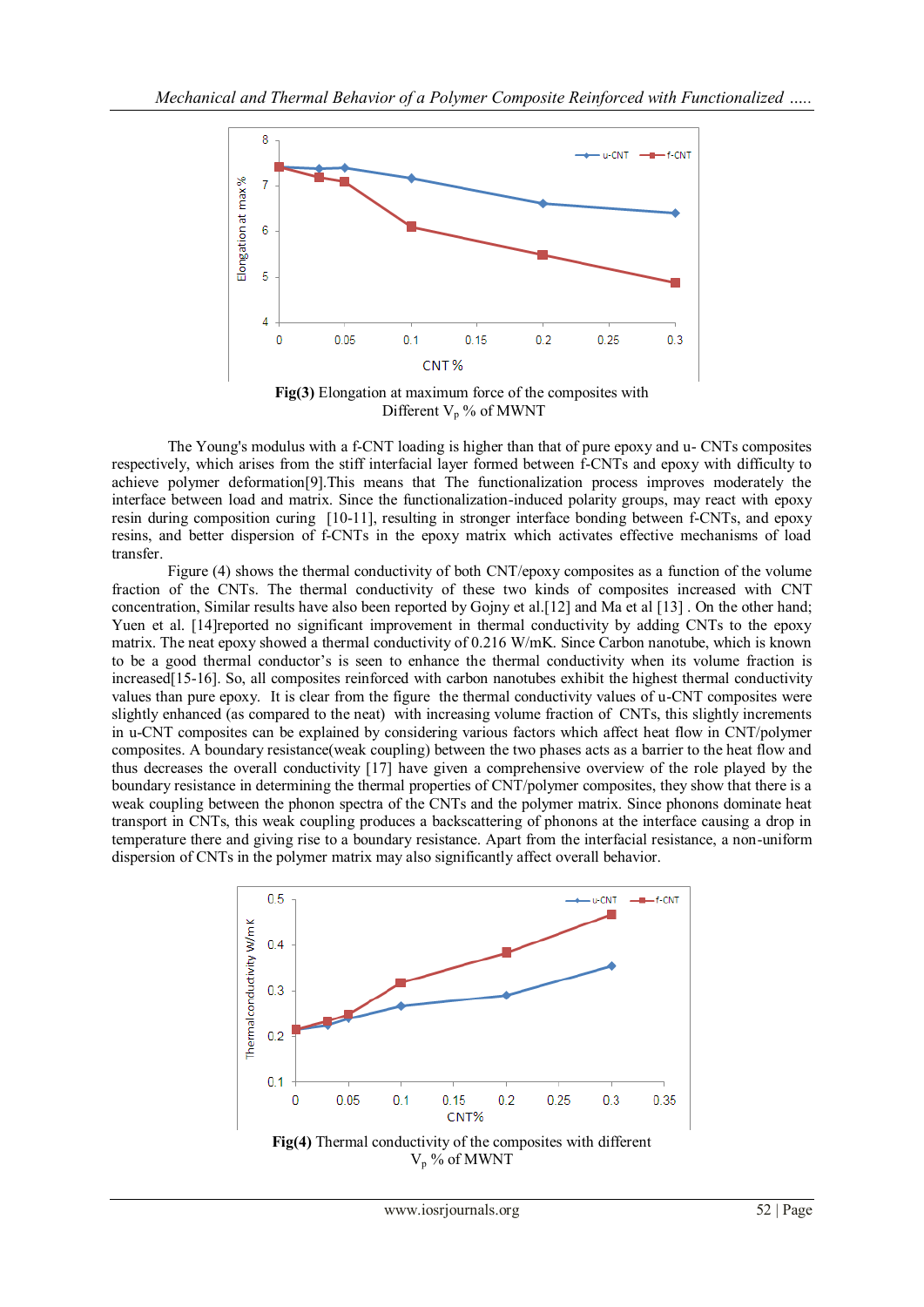**Fig(3)** Elongation at maximum force of the composites with Different $V_p$ % of MWNT

The Young's modulus with a f-CNT loading is higher than that of pure epoxy and u- CNTs composites respectively, which arises from the stiff interfacial layer formed between f-CNTs and epoxy with difficulty to achieve polymer deformation[9].This means that The functionalization process improves moderately the interface between load and matrix. Since the functionalization-induced polarity groups, may react with epoxy resin during composition curing [10-11], resulting in stronger interface bonding between f-CNTs, and epoxy resins, and better dispersion of f-CNTs in the epoxy matrix which activates effective mechanisms of load transfer.

Figure (4) shows the thermal conductivity of both CNT/epoxy composites as a function of the volume fraction of the CNTs. The thermal conductivity of these two kinds of composites increased with CNT concentration, Similar results have also been reported by Gojny et al.[12] and Ma et al [13] . On the other hand; Yuen et al. [14]reported no significant improvement in thermal conductivity by adding CNTs to the epoxy matrix. The neat epoxy showed a thermal conductivity of 0.216 W/mK. Since Carbon nanotube, which is known to be a good thermal conductor's is seen to enhance the thermal conductivity when its volume fraction is increased[15-16]. So, all composites reinforced with carbon nanotubes exhibit the highest thermal conductivity values than pure epoxy. It is clear from the figure the thermal conductivity values of u-CNT composites were slightly enhanced (as compared to the neat) with increasing volume fraction of CNTs, this slightly increments in u-CNT composites can be explained by considering various factors which affect heat flow in CNT/polymer composites. A boundary resistance(weak coupling) between the two phases acts as a barrier to the heat flow and thus decreases the overall conductivity [17] have given a comprehensive overview of the role played by the boundary resistance in determining the thermal properties of CNT/polymer composites, they show that there is a weak coupling between the phonon spectra of the CNTs and the polymer matrix. Since phonons dominate heat transport in CNTs, this weak coupling produces a backscattering of phonons at the interface causing a drop in temperature there and giving rise to a boundary resistance. Apart from the interfacial resistance, a non-uniform dispersion of CNTs in the polymer matrix may also significantly affect overall behavior.

**Fig(4)** Thermal conductivity of the composites with different $V_p$ % of MWNT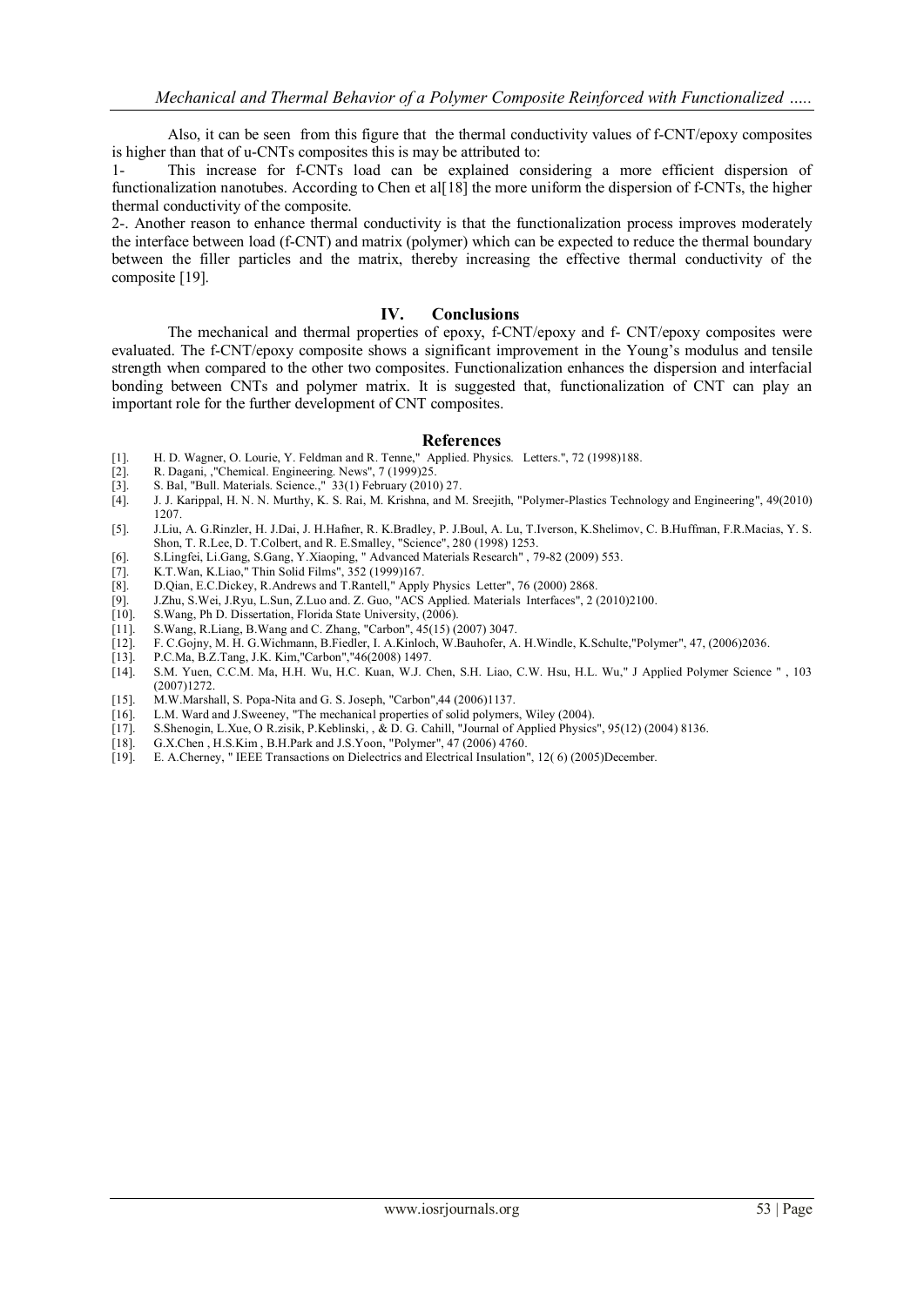Also, it can be seen from this figure that the thermal conductivity values of f-CNT/epoxy composites is higher than that of u-CNTs composites this is may be attributed to:

1- This increase for f-CNTs load can be explained considering a more efficient dispersion of functionalization nanotubes. According to Chen et al[18] the more uniform the dispersion of f-CNTs, the higher thermal conductivity of the composite.

2-. Another reason to enhance thermal conductivity is that the functionalization process improves moderately the interface between load (f-CNT) and matrix (polymer) which can be expected to reduce the thermal boundary between the filler particles and the matrix, thereby increasing the effective thermal conductivity of the composite [19].

## IV. Conclusions

The mechanical and thermal properties of epoxy, f-CNT/epoxy and f- CNT/epoxy composites were evaluated. The f-CNT/epoxy composite shows a significant improvement in the Young's modulus and tensile strength when compared to the other two composites. Functionalization enhances the dispersion and interfacial bonding between CNTs and polymer matrix. It is suggested that, functionalization of CNT can play an important role for the further development of CNT composites.

## References

[1]. H. D. Wagner, O. Lourie, Y. Feldman and R. Tenne," Applied. Physics. Letters.", 72 (1998)188.
[2]. R. Dagani, ,"Chemical. Engineering. News", 7 (1999)25.
[3]. S. Bal, "Bull. Materials. Science.," 33(1) February (2010) 27.
[4]. J. J. Karippal, H. N. N. Murthy, K. S. Rai, M. Krishna, and M. Sreejith, "Polymer-Plastics Technology and Engineering", 49(2010) 1207.
[5]. J.Liu, A. G.Rinzler, H. J.Dai, J. H.Hafner, R. K.Bradley, P. J.Boul, A. Lu, T.Iverson, K.Shelimov, C. B.Huffman, F.R.Macias, Y. S. Shon, T. R.Lee, D. T.Colbert, and R. E.Smalley, "Science", 280 (1998) 1253.
[6]. S.Lingfei, Li.Gang, S.Gang, Y.Xiaoping, " Advanced Materials Research" , 79-82 (2009) 553.
[7]. K.T.Wan, K.Liao," Thin Solid Films", 352 (1999)167.
[8]. D.Qian, E.C.Dickey, R.Andrews and T.Rantell," Apply Physics Letter", 76 (2000) 2868.
[9]. J.Zhu, S.Wei, J.Ryu, L.Sun, Z.Luo and. Z. Guo, "ACS Applied. Materials Interfaces", 2 (2010)2100.
[10]. S.Wang, Ph D. Dissertation, Florida State University, (2006).
[11]. S.Wang, R.Liang, B.Wang and C. Zhang, "Carbon", 45(15) (2007) 3047.
[12]. F. C.Gojny, M. H. G.Wichmann, B.Fiedler, I. A.Kinloch, W.Bauhofer, A. H.Windle, K.Schulte,"Polymer", 47, (2006)2036.
[13]. P.C.Ma, B.Z.Tang, J.K. Kim,"Carbon","46(2008) 1497.
[14]. S.M. Yuen, C.C.M. Ma, H.H. Wu, H.C. Kuan, W.J. Chen, S.H. Liao, C.W. Hsu, H.L. Wu," J Applied Polymer Science " , 103 (2007)1272.
[15]. M.W.Marshall, S. Popa-Nita and G. S. Joseph, "Carbon",44 (2006)1137.
[16]. L.M. Ward and J.Sweeney, "The mechanical properties of solid polymers, Wiley (2004).
[17]. S.Shenogin, L.Xue, O R.zisik, P.Keblinski, , & D. G. Cahill, "Journal of Applied Physics", 95(12) (2004) 8136.
[18]. G.X.Chen , H.S.Kim , B.H.Park and J.S.Yoon, "Polymer", 47 (2006) 4760.
[19]. E. A.Cherney, " IEEE Transactions on Dielectrics and Electrical Insulation", 12( 6) (2005)December.